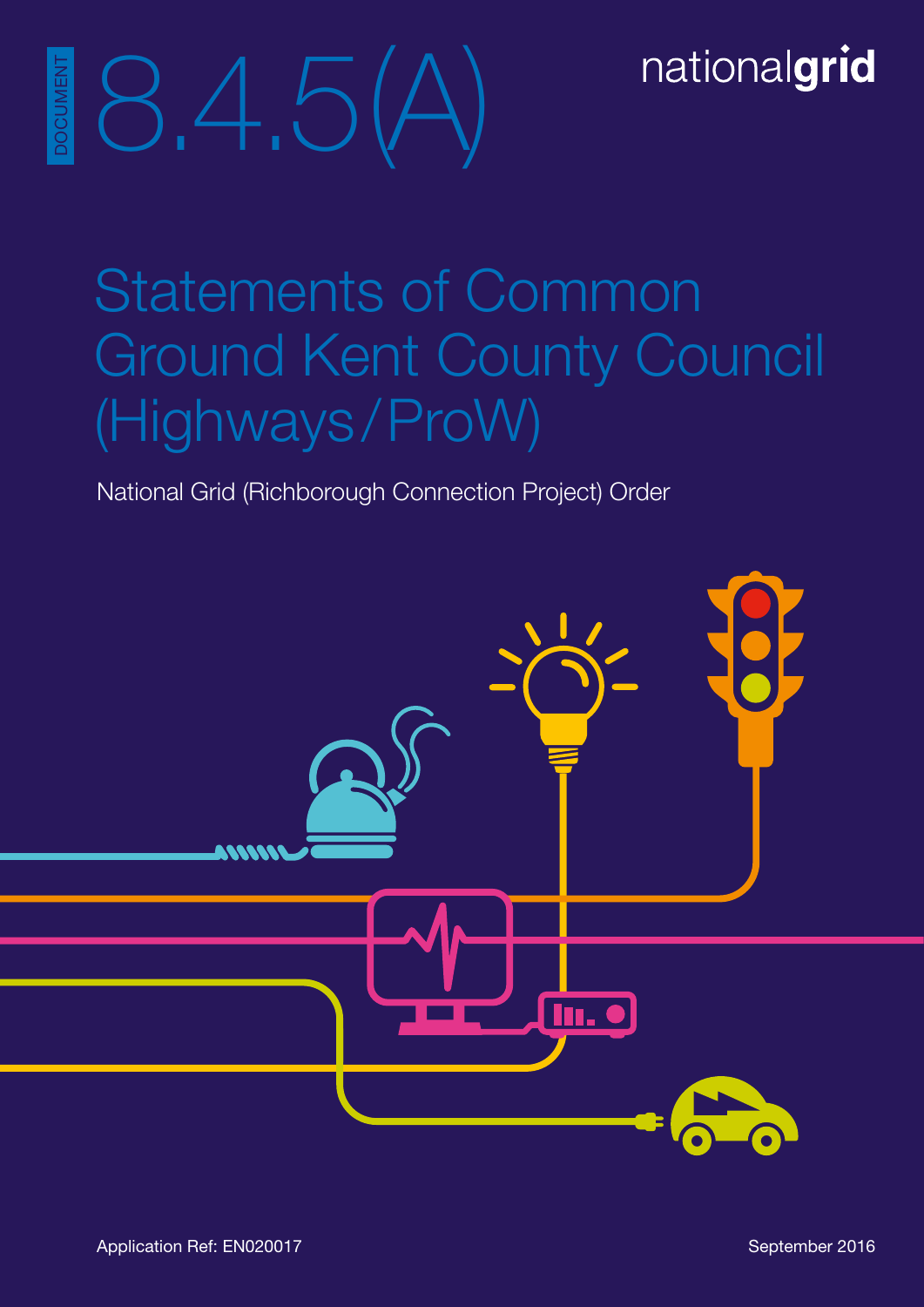DOCUMENT

# 8.4.5(A)

nationalgrid

# Statements of Common Ground Kent County Council (Highways/ProW)

National Grid (Richborough Connection Project) Order

Application Ref: EN020017

September 2016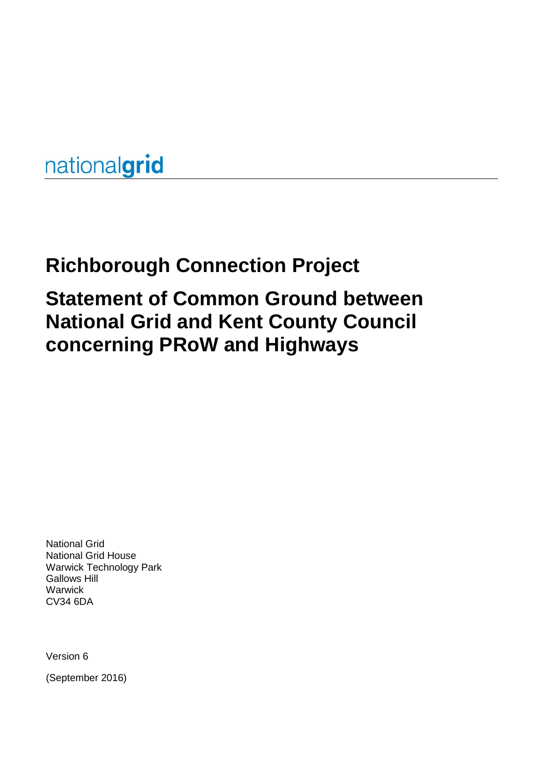nationalgrid

# Richborough Connection Project

# Statement of Common Ground between National Grid and Kent County Council concerning PRoW and Highways

National Grid
National Grid House
Warwick Technology Park
Gallows Hill
Warwick
CV34 6DA

Version 6

(September 2016)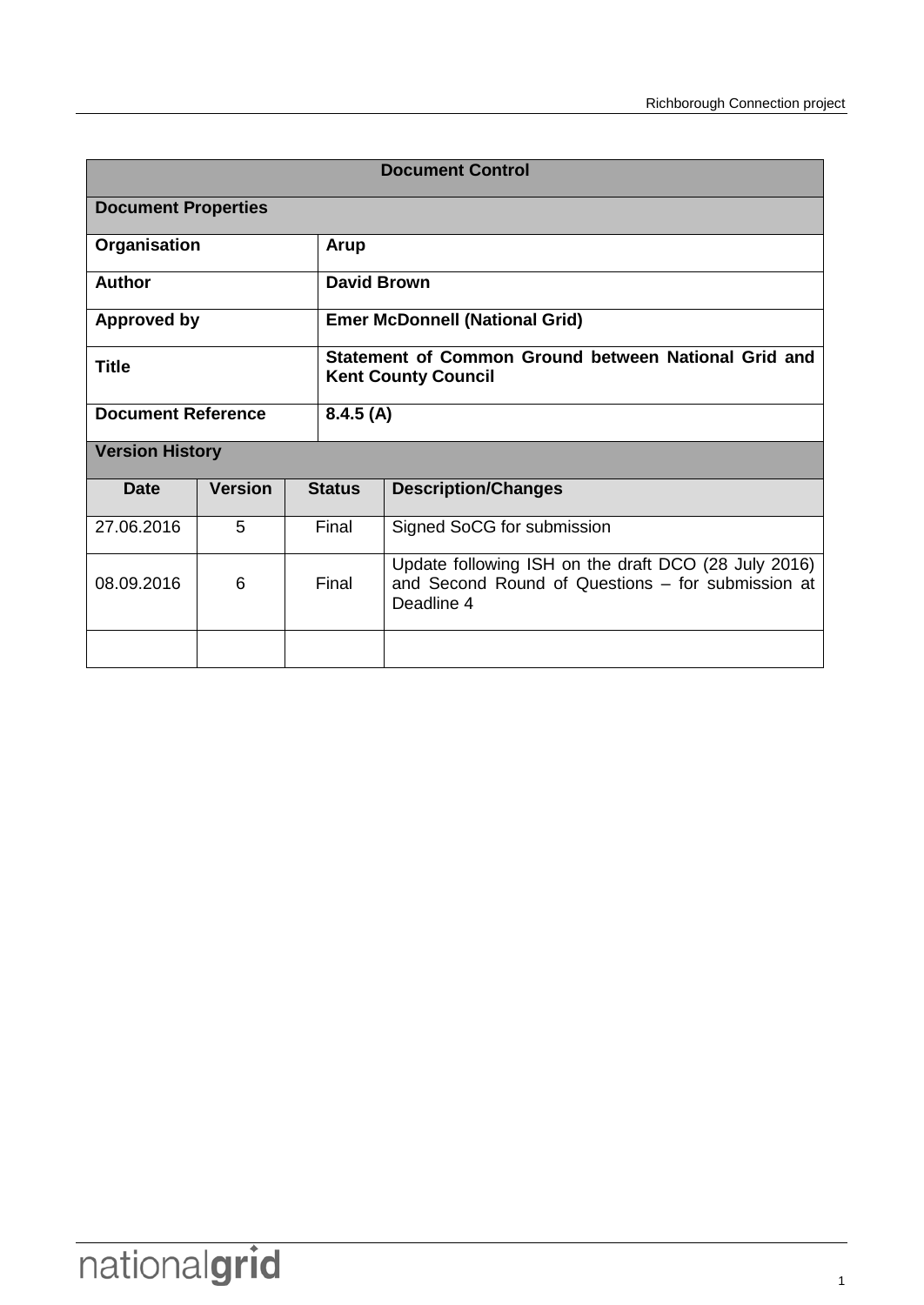| Document Control | | | |
|---|---|---|---|
| **Document Properties** | | | |
| **Organisation** | **Arup** | | |
| **Author** | **David Brown** | | |
| **Approved by** | **Emer McDonnell (National Grid)** | | |
| **Title** | **Statement of Common Ground between National Grid and Kent County Council** | | |
| **Document Reference** | **8.4.5 (A)** | | |
| **Version History** | | | |
| **Date** | **Version** | **Status** | **Description/Changes** |
| 27.06.2016 | 5 | Final | Signed SoCG for submission |
| 08.09.2016 | 6 | Final | Update following ISH on the draft DCO (28 July 2016) and Second Round of Questions – for submission at Deadline 4 |
| | | | |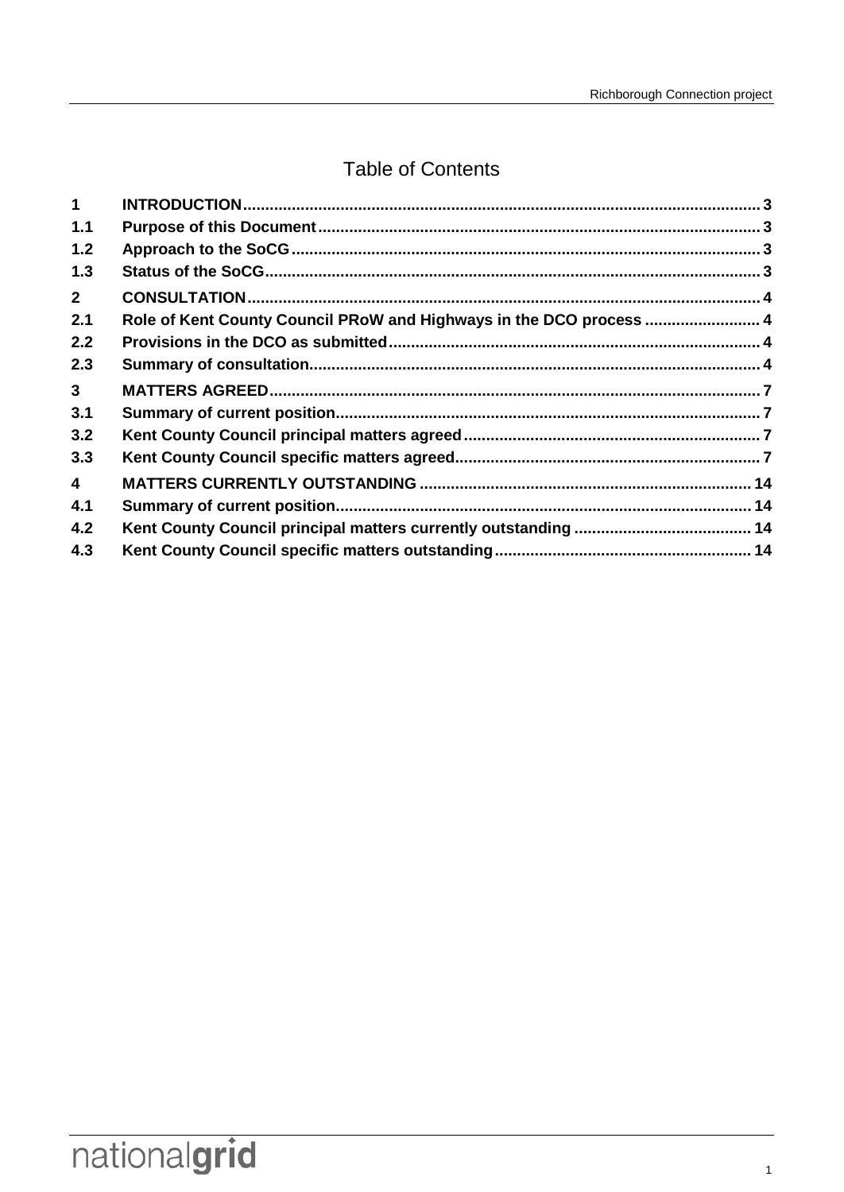# Table of Contents

| | | |
|---|---|---|
| **1** | **INTRODUCTION** | **3** |
| **1.1** | **Purpose of this Document** | **3** |
| **1.2** | **Approach to the SoCG** | **3** |
| **1.3** | **Status of the SoCG** | **3** |
| **2** | **CONSULTATION** | **4** |
| **2.1** | **Role of Kent County Council PRoW and Highways in the DCO process** | **4** |
| **2.2** | **Provisions in the DCO as submitted** | **4** |
| **2.3** | **Summary of consultation** | **4** |
| **3** | **MATTERS AGREED** | **7** |
| **3.1** | **Summary of current position** | **7** |
| **3.2** | **Kent County Council principal matters agreed** | **7** |
| **3.3** | **Kent County Council specific matters agreed** | **7** |
| **4** | **MATTERS CURRENTLY OUTSTANDING** | **14** |
| **4.1** | **Summary of current position** | **14** |
| **4.2** | **Kent County Council principal matters currently outstanding** | **14** |
| **4.3** | **Kent County Council specific matters outstanding** | **14** |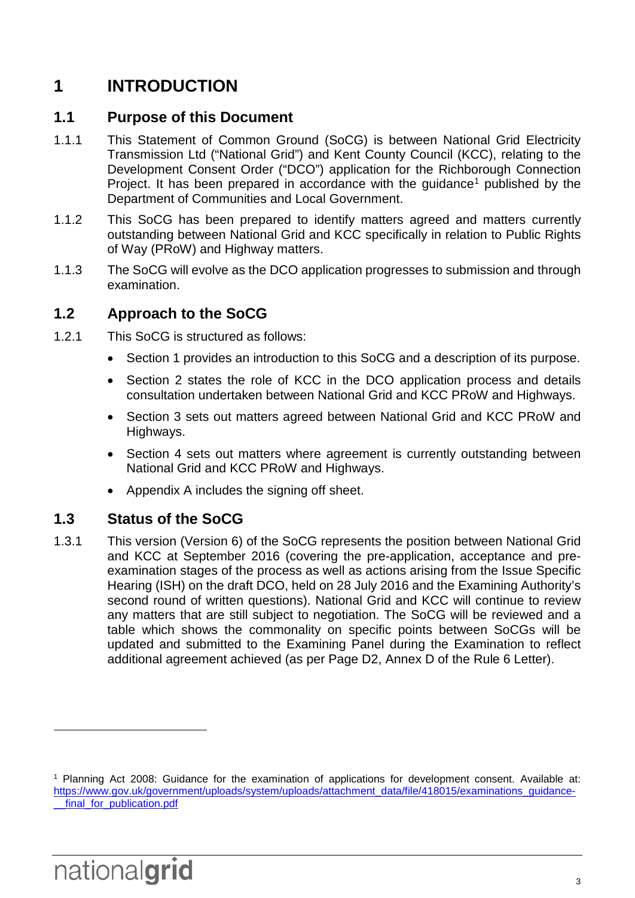# 1 INTRODUCTION

## 1.1 Purpose of this Document

1.1.1 This Statement of Common Ground (SoCG) is between National Grid Electricity Transmission Ltd ("National Grid") and Kent County Council (KCC), relating to the Development Consent Order ("DCO") application for the Richborough Connection Project. It has been prepared in accordance with the guidance[1] published by the Department of Communities and Local Government.

1.1.2 This SoCG has been prepared to identify matters agreed and matters currently outstanding between National Grid and KCC specifically in relation to Public Rights of Way (PRoW) and Highway matters.

1.1.3 The SoCG will evolve as the DCO application progresses to submission and through examination.

## 1.2 Approach to the SoCG

1.2.1 This SoCG is structured as follows:

- Section 1 provides an introduction to this SoCG and a description of its purpose.
- Section 2 states the role of KCC in the DCO application process and details consultation undertaken between National Grid and KCC PRoW and Highways.
- Section 3 sets out matters agreed between National Grid and KCC PRoW and Highways.
- Section 4 sets out matters where agreement is currently outstanding between National Grid and KCC PRoW and Highways.
- Appendix A includes the signing off sheet.

## 1.3 Status of the SoCG

1.3.1 This version (Version 6) of the SoCG represents the position between National Grid and KCC at September 2016 (covering the pre-application, acceptance and pre-examination stages of the process as well as actions arising from the Issue Specific Hearing (ISH) on the draft DCO, held on 28 July 2016 and the Examining Authority's second round of written questions). National Grid and KCC will continue to review any matters that are still subject to negotiation. The SoCG will be reviewed and a table which shows the commonality on specific points between SoCGs will be updated and submitted to the Examining Panel during the Examination to reflect additional agreement achieved (as per Page D2, Annex D of the Rule 6 Letter).

---

[1] Planning Act 2008: Guidance for the examination of applications for development consent. Available at: https://www.gov.uk/government/uploads/system/uploads/attachment_data/file/418015/examinations_guidance-__final_for_publication.pdf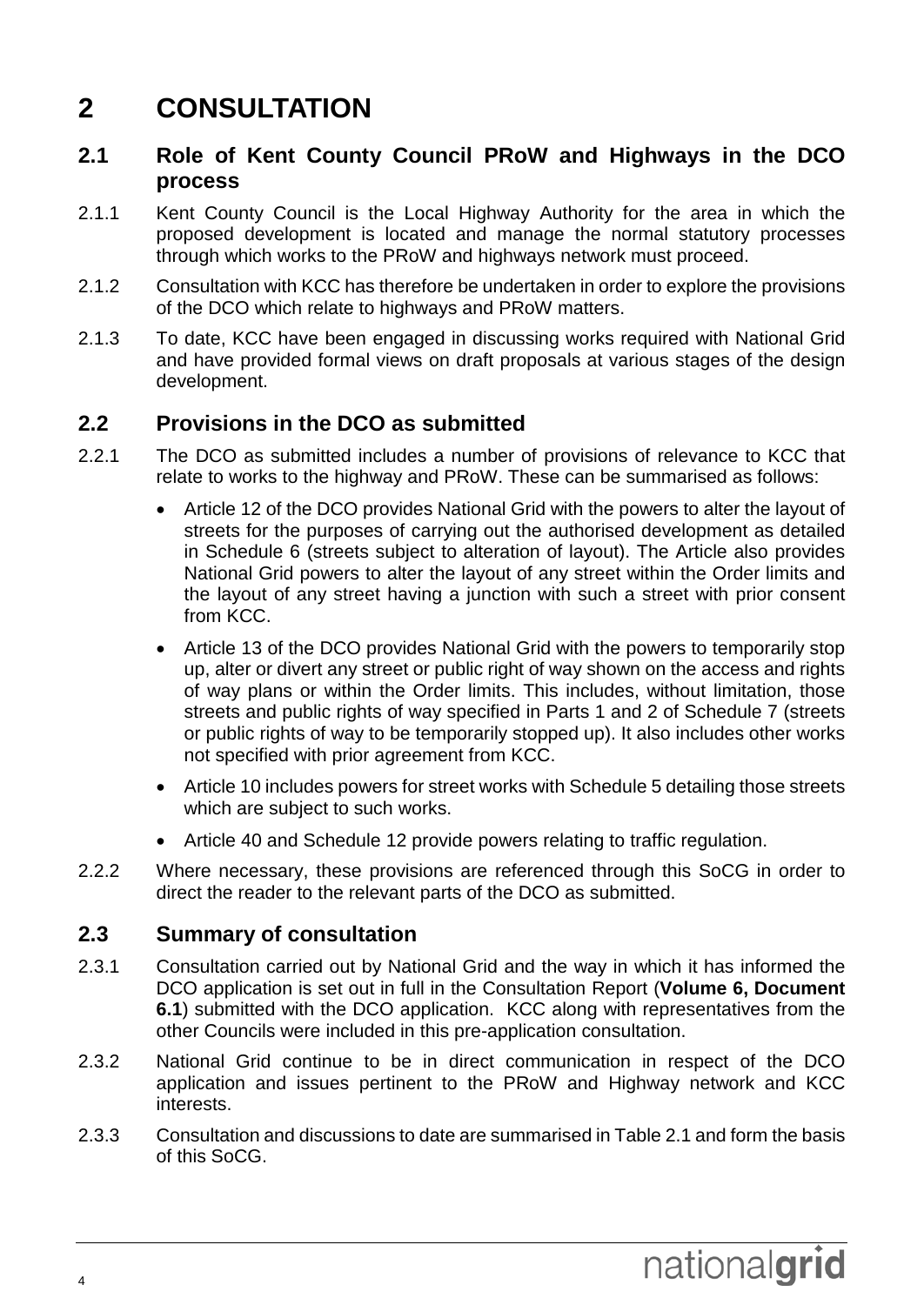# 2 CONSULTATION

## 2.1 Role of Kent County Council PRoW and Highways in the DCO process

2.1.1 Kent County Council is the Local Highway Authority for the area in which the proposed development is located and manage the normal statutory processes through which works to the PRoW and highways network must proceed.

2.1.2 Consultation with KCC has therefore be undertaken in order to explore the provisions of the DCO which relate to highways and PRoW matters.

2.1.3 To date, KCC have been engaged in discussing works required with National Grid and have provided formal views on draft proposals at various stages of the design development.

## 2.2 Provisions in the DCO as submitted

2.2.1 The DCO as submitted includes a number of provisions of relevance to KCC that relate to works to the highway and PRoW. These can be summarised as follows:

- Article 12 of the DCO provides National Grid with the powers to alter the layout of streets for the purposes of carrying out the authorised development as detailed in Schedule 6 (streets subject to alteration of layout). The Article also provides National Grid powers to alter the layout of any street within the Order limits and the layout of any street having a junction with such a street with prior consent from KCC.
- Article 13 of the DCO provides National Grid with the powers to temporarily stop up, alter or divert any street or public right of way shown on the access and rights of way plans or within the Order limits. This includes, without limitation, those streets and public rights of way specified in Parts 1 and 2 of Schedule 7 (streets or public rights of way to be temporarily stopped up). It also includes other works not specified with prior agreement from KCC.
- Article 10 includes powers for street works with Schedule 5 detailing those streets which are subject to such works.
- Article 40 and Schedule 12 provide powers relating to traffic regulation.

2.2.2 Where necessary, these provisions are referenced through this SoCG in order to direct the reader to the relevant parts of the DCO as submitted.

## 2.3 Summary of consultation

2.3.1 Consultation carried out by National Grid and the way in which it has informed the DCO application is set out in full in the Consultation Report (**Volume 6, Document 6.1**) submitted with the DCO application. KCC along with representatives from the other Councils were included in this pre-application consultation.

2.3.2 National Grid continue to be in direct communication in respect of the DCO application and issues pertinent to the PRoW and Highway network and KCC interests.

2.3.3 Consultation and discussions to date are summarised in Table 2.1 and form the basis of this SoCG.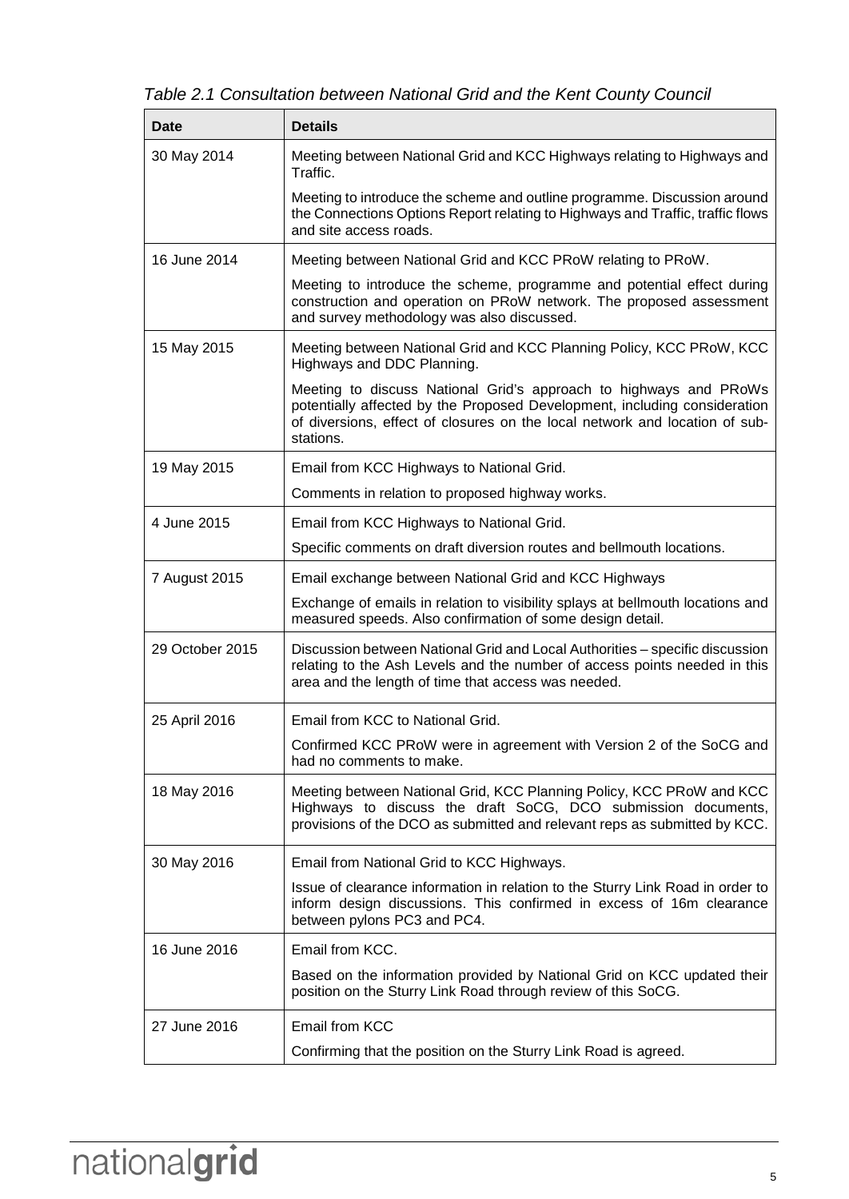*Table 2.1 Consultation between National Grid and the Kent County Council*

| Date | Details |
| --- | --- |
| 30 May 2014 | Meeting between National Grid and KCC Highways relating to Highways and Traffic.<br><br>Meeting to introduce the scheme and outline programme. Discussion around the Connections Options Report relating to Highways and Traffic, traffic flows and site access roads. |
| 16 June 2014 | Meeting between National Grid and KCC PRoW relating to PRoW.<br><br>Meeting to introduce the scheme, programme and potential effect during construction and operation on PRoW network. The proposed assessment and survey methodology was also discussed. |
| 15 May 2015 | Meeting between National Grid and KCC Planning Policy, KCC PRoW, KCC Highways and DDC Planning.<br><br>Meeting to discuss National Grid's approach to highways and PRoWs potentially affected by the Proposed Development, including consideration of diversions, effect of closures on the local network and location of sub-stations. |
| 19 May 2015 | Email from KCC Highways to National Grid.<br><br>Comments in relation to proposed highway works. |
| 4 June 2015 | Email from KCC Highways to National Grid.<br><br>Specific comments on draft diversion routes and bellmouth locations. |
| 7 August 2015 | Email exchange between National Grid and KCC Highways<br><br>Exchange of emails in relation to visibility splays at bellmouth locations and measured speeds. Also confirmation of some design detail. |
| 29 October 2015 | Discussion between National Grid and Local Authorities – specific discussion relating to the Ash Levels and the number of access points needed in this area and the length of time that access was needed. |
| 25 April 2016 | Email from KCC to National Grid.<br><br>Confirmed KCC PRoW were in agreement with Version 2 of the SoCG and had no comments to make. |
| 18 May 2016 | Meeting between National Grid, KCC Planning Policy, KCC PRoW and KCC Highways to discuss the draft SoCG, DCO submission documents, provisions of the DCO as submitted and relevant reps as submitted by KCC. |
| 30 May 2016 | Email from National Grid to KCC Highways.<br><br>Issue of clearance information in relation to the Sturry Link Road in order to inform design discussions. This confirmed in excess of 16m clearance between pylons PC3 and PC4. |
| 16 June 2016 | Email from KCC.<br><br>Based on the information provided by National Grid on KCC updated their position on the Sturry Link Road through review of this SoCG. |
| 27 June 2016 | Email from KCC<br><br>Confirming that the position on the Sturry Link Road is agreed. |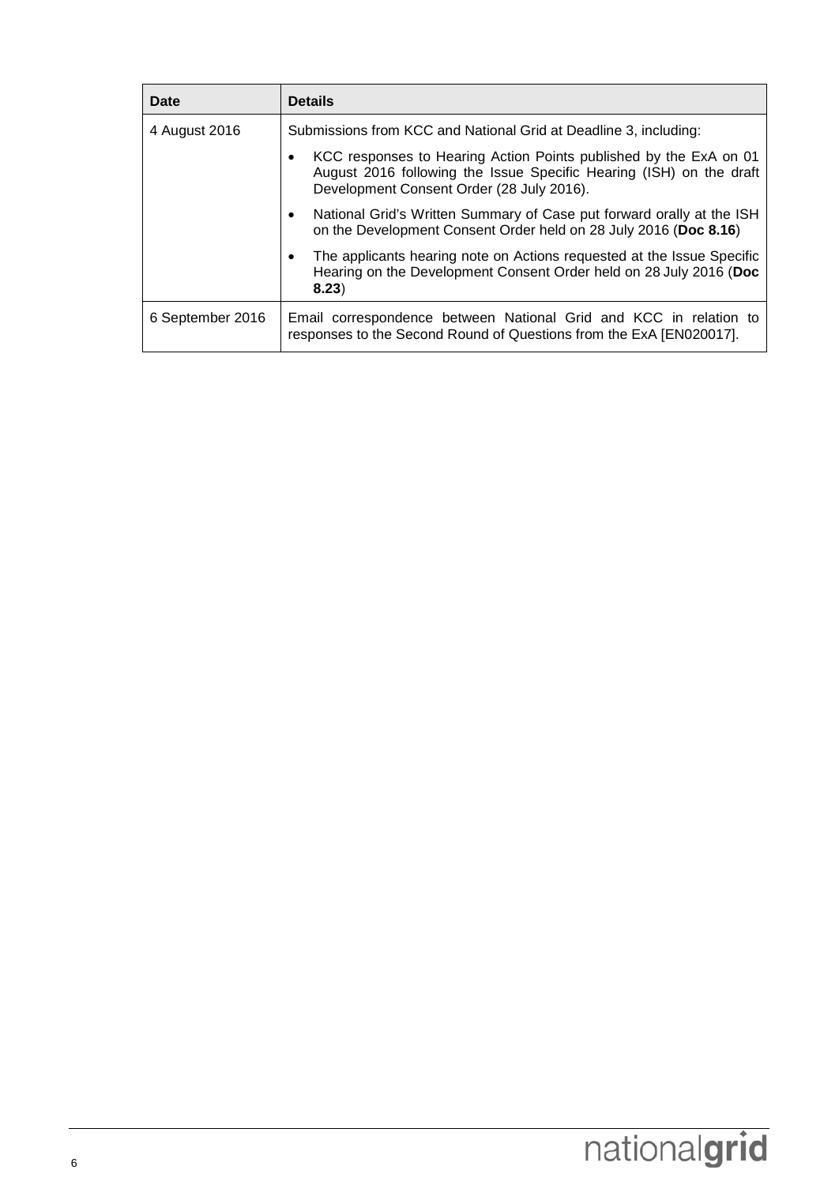| Date | Details |
| --- | --- |
| 4 August 2016 | Submissions from KCC and National Grid at Deadline 3, including:<br>• KCC responses to Hearing Action Points published by the ExA on 01 August 2016 following the Issue Specific Hearing (ISH) on the draft Development Consent Order (28 July 2016).<br>• National Grid's Written Summary of Case put forward orally at the ISH on the Development Consent Order held on 28 July 2016 (**Doc 8.16**)<br>• The applicants hearing note on Actions requested at the Issue Specific Hearing on the Development Consent Order held on 28 July 2016 (**Doc 8.23**) |
| 6 September 2016 | Email correspondence between National Grid and KCC in relation to responses to the Second Round of Questions from the ExA [EN020017]. |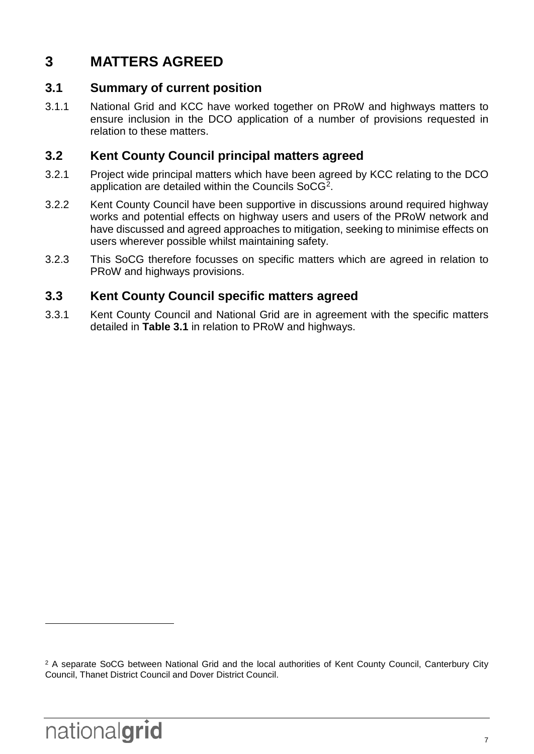# 3 MATTERS AGREED

## 3.1 Summary of current position

3.1.1 National Grid and KCC have worked together on PRoW and highways matters to ensure inclusion in the DCO application of a number of provisions requested in relation to these matters.

## 3.2 Kent County Council principal matters agreed

3.2.1 Project wide principal matters which have been agreed by KCC relating to the DCO application are detailed within the Councils SoCG[2].

3.2.2 Kent County Council have been supportive in discussions around required highway works and potential effects on highway users and users of the PRoW network and have discussed and agreed approaches to mitigation, seeking to minimise effects on users wherever possible whilst maintaining safety.

3.2.3 This SoCG therefore focusses on specific matters which are agreed in relation to PRoW and highways provisions.

## 3.3 Kent County Council specific matters agreed

3.3.1 Kent County Council and National Grid are in agreement with the specific matters detailed in **Table 3.1** in relation to PRoW and highways.

[2] A separate SoCG between National Grid and the local authorities of Kent County Council, Canterbury City Council, Thanet District Council and Dover District Council.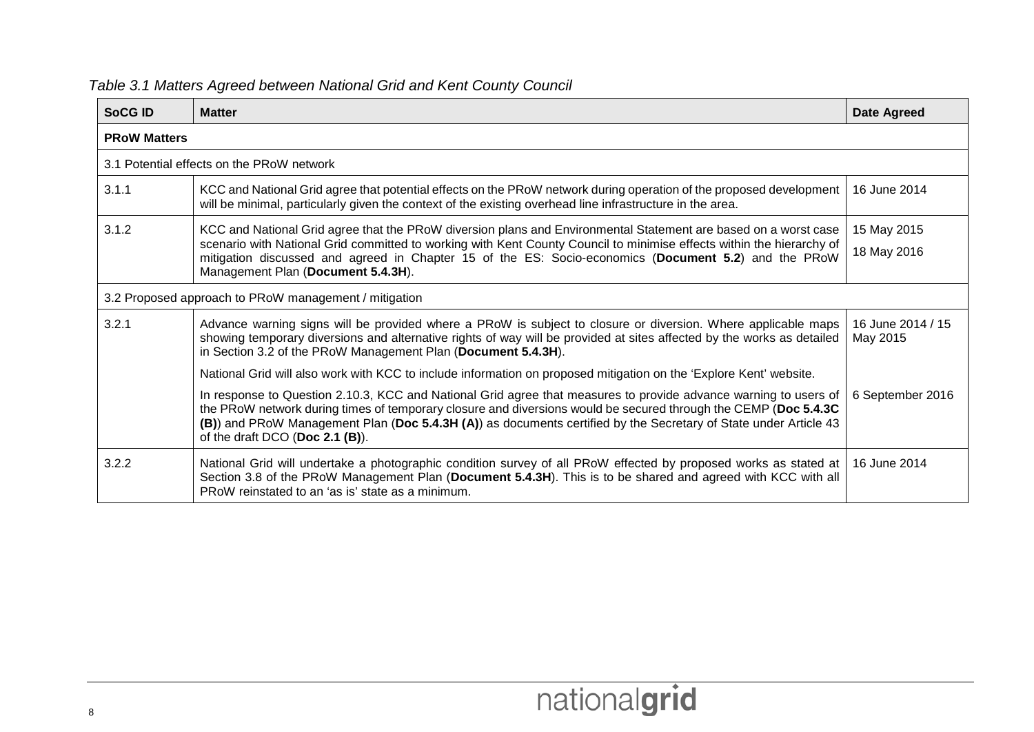*Table 3.1 Matters Agreed between National Grid and Kent County Council*

| SoCG ID | Matter | Date Agreed |
|---|---|---|
| **PRoW Matters** | | |
| 3.1 Potential effects on the PRoW network | | |
| 3.1.1 | KCC and National Grid agree that potential effects on the PRoW network during operation of the proposed development will be minimal, particularly given the context of the existing overhead line infrastructure in the area. | 16 June 2014 |
| 3.1.2 | KCC and National Grid agree that the PRoW diversion plans and Environmental Statement are based on a worst case scenario with National Grid committed to working with Kent County Council to minimise effects within the hierarchy of mitigation discussed and agreed in Chapter 15 of the ES: Socio-economics (**Document 5.2**) and the PRoW Management Plan (**Document 5.4.3H**). | 15 May 2015<br>18 May 2016 |
| 3.2 Proposed approach to PRoW management / mitigation | | |
| 3.2.1 | Advance warning signs will be provided where a PRoW is subject to closure or diversion. Where applicable maps showing temporary diversions and alternative rights of way will be provided at sites affected by the works as detailed in Section 3.2 of the PRoW Management Plan (**Document 5.4.3H**). | 16 June 2014 / 15 May 2015 |
| | National Grid will also work with KCC to include information on proposed mitigation on the 'Explore Kent' website. | |
| | In response to Question 2.10.3, KCC and National Grid agree that measures to provide advance warning to users of the PRoW network during times of temporary closure and diversions would be secured through the CEMP (**Doc 5.4.3C (B)**) and PRoW Management Plan (**Doc 5.4.3H (A)**) as documents certified by the Secretary of State under Article 43 of the draft DCO (**Doc 2.1 (B)**). | 6 September 2016 |
| 3.2.2 | National Grid will undertake a photographic condition survey of all PRoW effected by proposed works as stated at Section 3.8 of the PRoW Management Plan (**Document 5.4.3H**). This is to be shared and agreed with KCC with all PRoW reinstated to an 'as is' state as a minimum. | 16 June 2014 |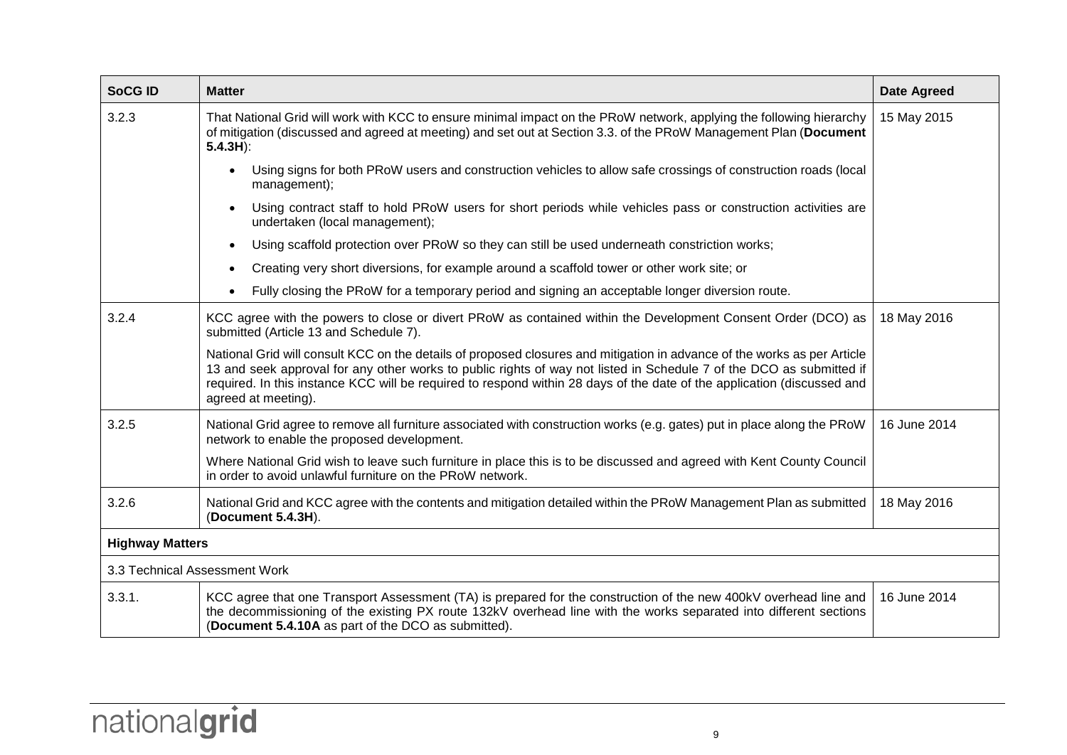| SoCG ID | Matter | Date Agreed |
|---|---|---|
| 3.2.3 | That National Grid will work with KCC to ensure minimal impact on the PRoW network, applying the following hierarchy of mitigation (discussed and agreed at meeting) and set out at Section 3.3. of the PRoW Management Plan (**Document 5.4.3H**): <br>• Using signs for both PRoW users and construction vehicles to allow safe crossings of construction roads (local management); <br>• Using contract staff to hold PRoW users for short periods while vehicles pass or construction activities are undertaken (local management); <br>• Using scaffold protection over PRoW so they can still be used underneath constriction works; <br>• Creating very short diversions, for example around a scaffold tower or other work site; or <br>• Fully closing the PRoW for a temporary period and signing an acceptable longer diversion route. | 15 May 2015 |
| 3.2.4 | KCC agree with the powers to close or divert PRoW as contained within the Development Consent Order (DCO) as submitted (Article 13 and Schedule 7). <br>National Grid will consult KCC on the details of proposed closures and mitigation in advance of the works as per Article 13 and seek approval for any other works to public rights of way not listed in Schedule 7 of the DCO as submitted if required. In this instance KCC will be required to respond within 28 days of the date of the application (discussed and agreed at meeting). | 18 May 2016 |
| 3.2.5 | National Grid agree to remove all furniture associated with construction works (e.g. gates) put in place along the PRoW network to enable the proposed development. <br>Where National Grid wish to leave such furniture in place this is to be discussed and agreed with Kent County Council in order to avoid unlawful furniture on the PRoW network. | 16 June 2014 |
| 3.2.6 | National Grid and KCC agree with the contents and mitigation detailed within the PRoW Management Plan as submitted (**Document 5.4.3H**). | 18 May 2016 |
| **Highway Matters** | | |
| 3.3 Technical Assessment Work | | |
| 3.3.1. | KCC agree that one Transport Assessment (TA) is prepared for the construction of the new 400kV overhead line and the decommissioning of the existing PX route 132kV overhead line with the works separated into different sections (**Document 5.4.10A** as part of the DCO as submitted). | 16 June 2014 |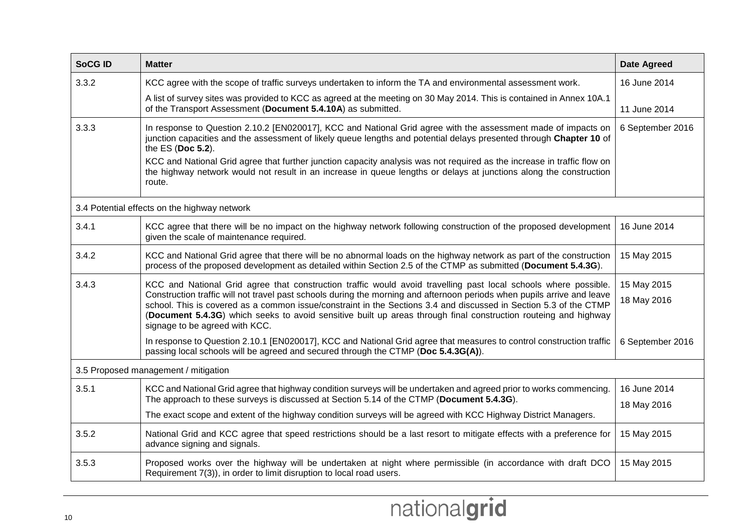| SoCG ID | Matter | Date Agreed |
| --- | --- | --- |
| 3.3.2 | KCC agree with the scope of traffic surveys undertaken to inform the TA and environmental assessment work.<br><br>A list of survey sites was provided to KCC as agreed at the meeting on 30 May 2014. This is contained in Annex 10A.1 of the Transport Assessment (**Document 5.4.10A**) as submitted. | 16 June 2014<br><br>11 June 2014 |
| 3.3.3 | In response to Question 2.10.2 [EN020017], KCC and National Grid agree with the assessment made of impacts on junction capacities and the assessment of likely queue lengths and potential delays presented through **Chapter 10** of the ES (**Doc 5.2**).<br><br>KCC and National Grid agree that further junction capacity analysis was not required as the increase in traffic flow on the highway network would not result in an increase in queue lengths or delays at junctions along the construction route. | 6 September 2016 |
| 3.4 Potential effects on the highway network | | |
| 3.4.1 | KCC agree that there will be no impact on the highway network following construction of the proposed development given the scale of maintenance required. | 16 June 2014 |
| 3.4.2 | KCC and National Grid agree that there will be no abnormal loads on the highway network as part of the construction process of the proposed development as detailed within Section 2.5 of the CTMP as submitted (**Document 5.4.3G**). | 15 May 2015 |
| 3.4.3 | KCC and National Grid agree that construction traffic would avoid travelling past local schools where possible. Construction traffic will not travel past schools during the morning and afternoon periods when pupils arrive and leave school. This is covered as a common issue/constraint in the Sections 3.4 and discussed in Section 5.3 of the CTMP (**Document 5.4.3G**) which seeks to avoid sensitive built up areas through final construction routeing and highway signage to be agreed with KCC.<br><br>In response to Question 2.10.1 [EN020017], KCC and National Grid agree that measures to control construction traffic passing local schools will be agreed and secured through the CTMP (**Doc 5.4.3G(A)**). | 15 May 2015<br><br>18 May 2016<br><br>6 September 2016 |
| 3.5 Proposed management / mitigation | | |
| 3.5.1 | KCC and National Grid agree that highway condition surveys will be undertaken and agreed prior to works commencing. The approach to these surveys is discussed at Section 5.14 of the CTMP (**Document 5.4.3G**).<br><br>The exact scope and extent of the highway condition surveys will be agreed with KCC Highway District Managers. | 16 June 2014<br><br>18 May 2016 |
| 3.5.2 | National Grid and KCC agree that speed restrictions should be a last resort to mitigate effects with a preference for advance signing and signals. | 15 May 2015 |
| 3.5.3 | Proposed works over the highway will be undertaken at night where permissible (in accordance with draft DCO Requirement 7(3)), in order to limit disruption to local road users. | 15 May 2015 |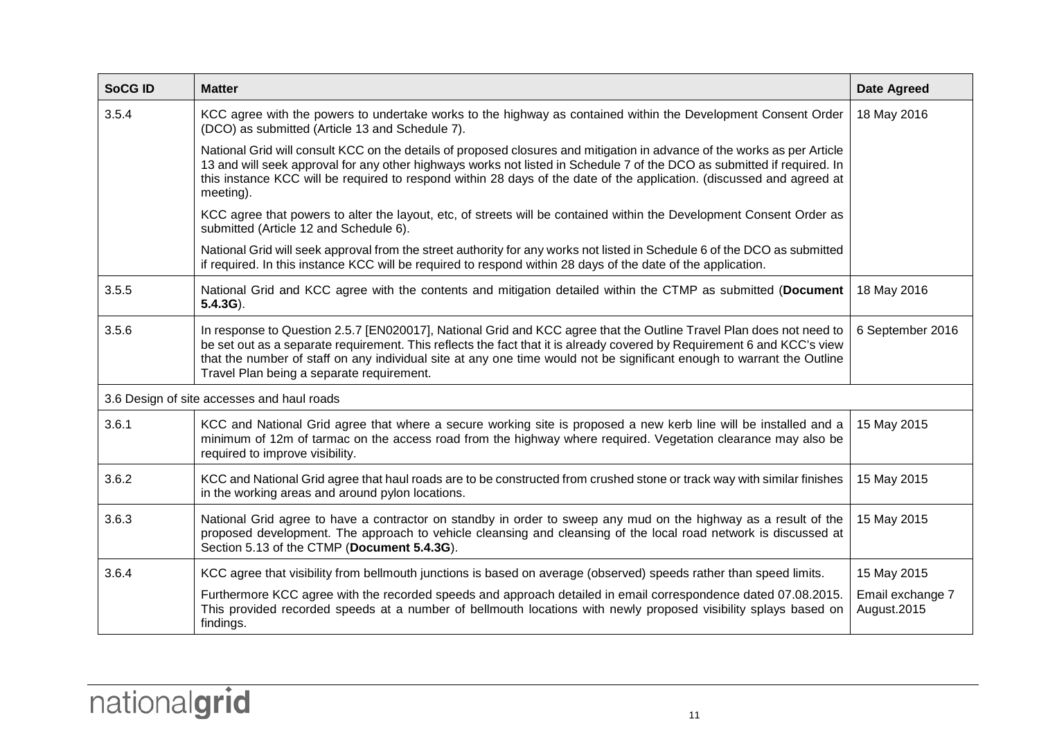| SoCG ID | Matter | Date Agreed |
|---|---|---|
| 3.5.4 | KCC agree with the powers to undertake works to the highway as contained within the Development Consent Order (DCO) as submitted (Article 13 and Schedule 7).<br><br>National Grid will consult KCC on the details of proposed closures and mitigation in advance of the works as per Article 13 and will seek approval for any other highways works not listed in Schedule 7 of the DCO as submitted if required. In this instance KCC will be required to respond within 28 days of the date of the application. (discussed and agreed at meeting).<br><br>KCC agree that powers to alter the layout, etc, of streets will be contained within the Development Consent Order as submitted (Article 12 and Schedule 6).<br><br>National Grid will seek approval from the street authority for any works not listed in Schedule 6 of the DCO as submitted if required. In this instance KCC will be required to respond within 28 days of the date of the application. | 18 May 2016 |
| 3.5.5 | National Grid and KCC agree with the contents and mitigation detailed within the CTMP as submitted (**Document 5.4.3G**). | 18 May 2016 |
| 3.5.6 | In response to Question 2.5.7 [EN020017], National Grid and KCC agree that the Outline Travel Plan does not need to be set out as a separate requirement. This reflects the fact that it is already covered by Requirement 6 and KCC's view that the number of staff on any individual site at any one time would not be significant enough to warrant the Outline Travel Plan being a separate requirement. | 6 September 2016 |
| 3.6 Design of site accesses and haul roads | | |
| 3.6.1 | KCC and National Grid agree that where a secure working site is proposed a new kerb line will be installed and a minimum of 12m of tarmac on the access road from the highway where required. Vegetation clearance may also be required to improve visibility. | 15 May 2015 |
| 3.6.2 | KCC and National Grid agree that haul roads are to be constructed from crushed stone or track way with similar finishes in the working areas and around pylon locations. | 15 May 2015 |
| 3.6.3 | National Grid agree to have a contractor on standby in order to sweep any mud on the highway as a result of the proposed development. The approach to vehicle cleansing and cleansing of the local road network is discussed at Section 5.13 of the CTMP (**Document 5.4.3G**). | 15 May 2015 |
| 3.6.4 | KCC agree that visibility from bellmouth junctions is based on average (observed) speeds rather than speed limits.<br><br>Furthermore KCC agree with the recorded speeds and approach detailed in email correspondence dated 07.08.2015. This provided recorded speeds at a number of bellmouth locations with newly proposed visibility splays based on findings. | 15 May 2015<br><br>Email exchange 7 August.2015 |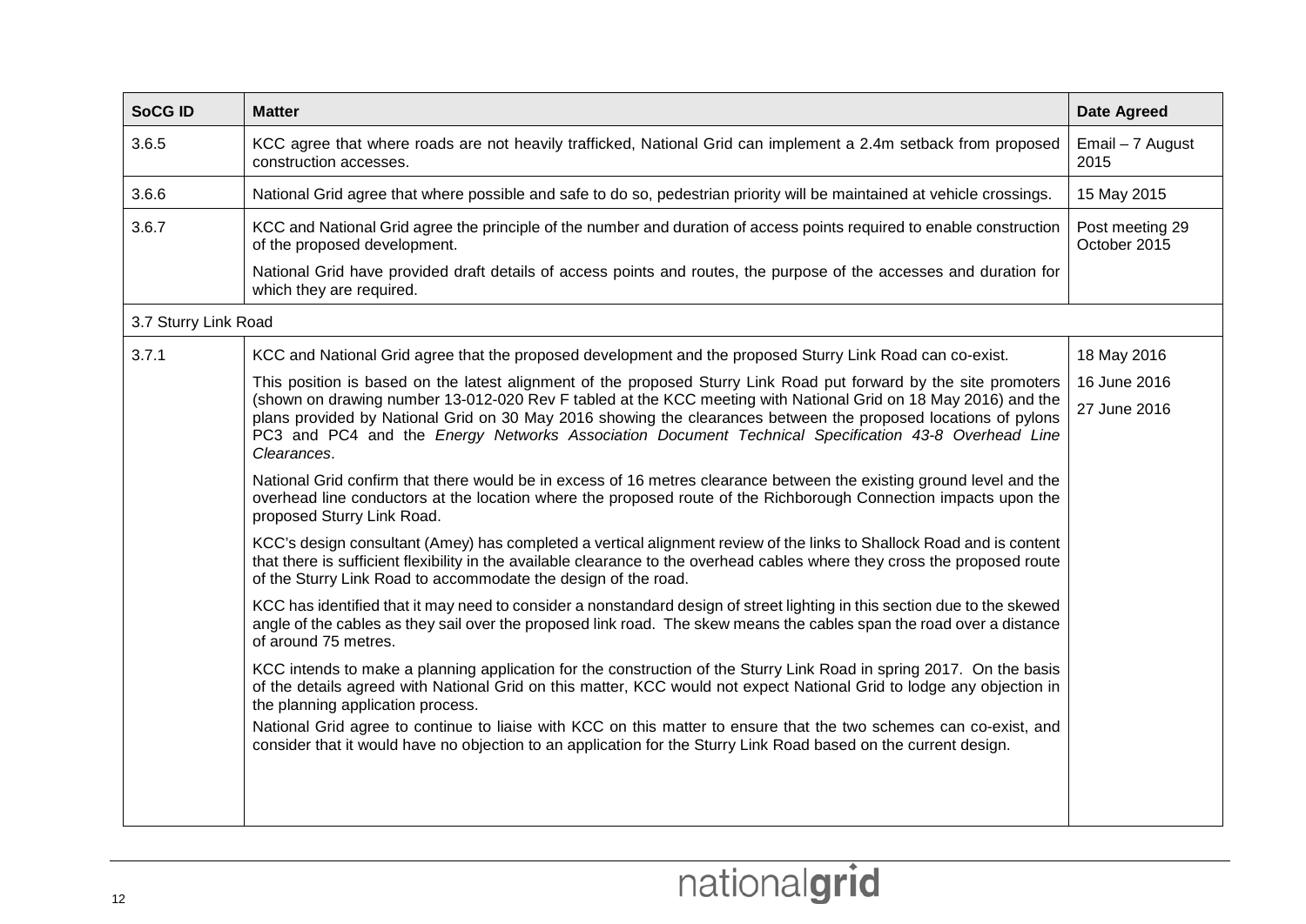| SoCG ID | Matter | Date Agreed |
|---|---|---|
| 3.6.5 | KCC agree that where roads are not heavily trafficked, National Grid can implement a 2.4m setback from proposed construction accesses. | Email – 7 August 2015 |
| 3.6.6 | National Grid agree that where possible and safe to do so, pedestrian priority will be maintained at vehicle crossings. | 15 May 2015 |
| 3.6.7 | KCC and National Grid agree the principle of the number and duration of access points required to enable construction of the proposed development.<br><br>National Grid have provided draft details of access points and routes, the purpose of the accesses and duration for which they are required. | Post meeting 29 October 2015 |
| 3.7 Sturry Link Road | | |
| 3.7.1 | KCC and National Grid agree that the proposed development and the proposed Sturry Link Road can co-exist.<br><br>This position is based on the latest alignment of the proposed Sturry Link Road put forward by the site promoters (shown on drawing number 13-012-020 Rev F tabled at the KCC meeting with National Grid on 18 May 2016) and the plans provided by National Grid on 30 May 2016 showing the clearances between the proposed locations of pylons PC3 and PC4 and the *Energy Networks Association Document Technical Specification 43-8 Overhead Line Clearances*.<br><br>National Grid confirm that there would be in excess of 16 metres clearance between the existing ground level and the overhead line conductors at the location where the proposed route of the Richborough Connection impacts upon the proposed Sturry Link Road.<br><br>KCC's design consultant (Amey) has completed a vertical alignment review of the links to Shallock Road and is content that there is sufficient flexibility in the available clearance to the overhead cables where they cross the proposed route of the Sturry Link Road to accommodate the design of the road.<br><br>KCC has identified that it may need to consider a nonstandard design of street lighting in this section due to the skewed angle of the cables as they sail over the proposed link road. The skew means the cables span the road over a distance of around 75 metres.<br><br>KCC intends to make a planning application for the construction of the Sturry Link Road in spring 2017. On the basis of the details agreed with National Grid on this matter, KCC would not expect National Grid to lodge any objection in the planning application process.<br>National Grid agree to continue to liaise with KCC on this matter to ensure that the two schemes can co-exist, and consider that it would have no objection to an application for the Sturry Link Road based on the current design. | 18 May 2016<br><br>16 June 2016<br><br>27 June 2016 |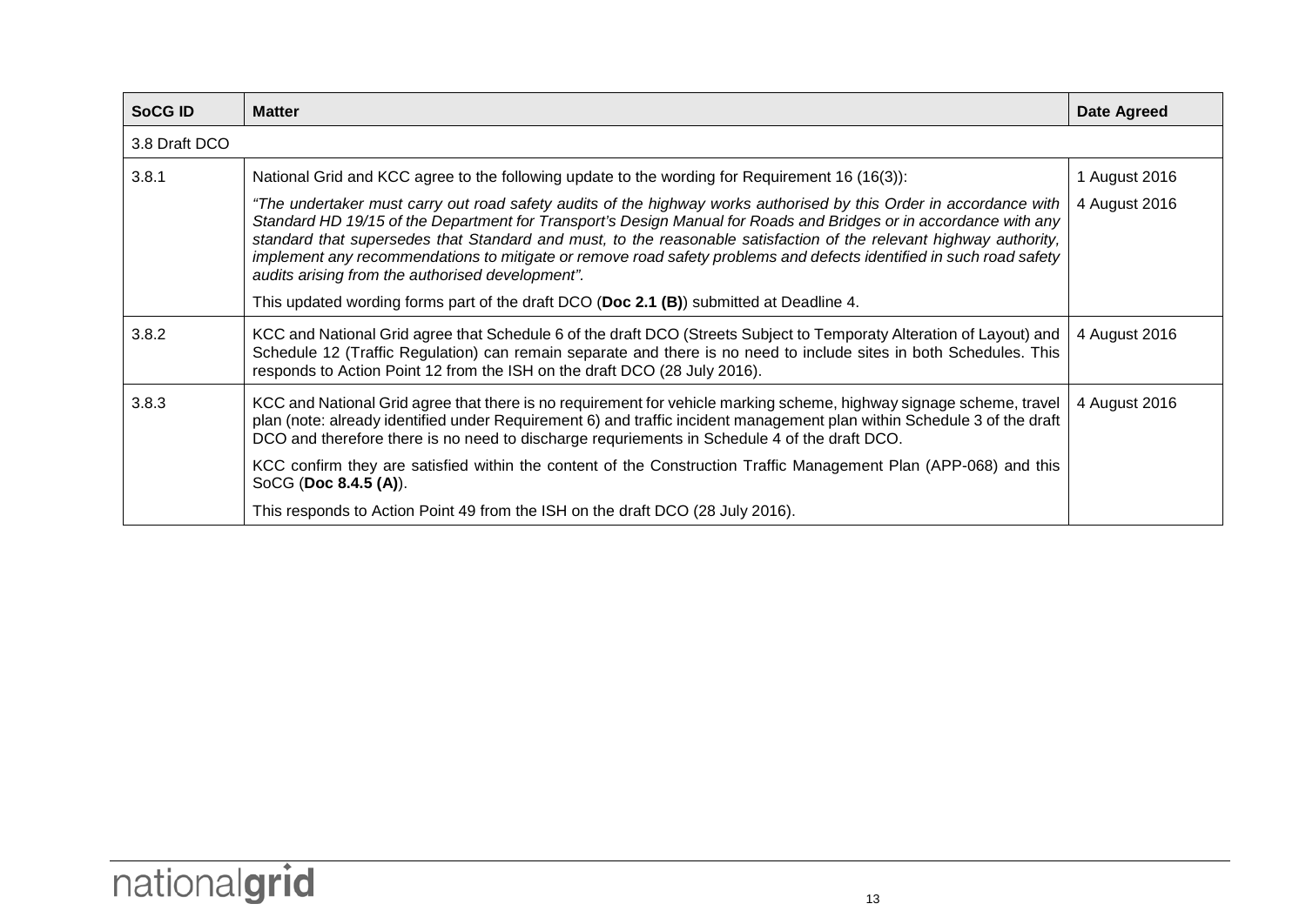| SoCG ID | Matter | Date Agreed |
| --- | --- | --- |
| 3.8 Draft DCO | | |
| 3.8.1 | National Grid and KCC agree to the following update to the wording for Requirement 16 (16(3)):<br><br>*"The undertaker must carry out road safety audits of the highway works authorised by this Order in accordance with Standard HD 19/15 of the Department for Transport's Design Manual for Roads and Bridges or in accordance with any standard that supersedes that Standard and must, to the reasonable satisfaction of the relevant highway authority, implement any recommendations to mitigate or remove road safety problems and defects identified in such road safety audits arising from the authorised development".*<br><br>This updated wording forms part of the draft DCO (**Doc 2.1 (B)**) submitted at Deadline 4. | 1 August 2016<br><br>4 August 2016 |
| 3.8.2 | KCC and National Grid agree that Schedule 6 of the draft DCO (Streets Subject to Temporaty Alteration of Layout) and Schedule 12 (Traffic Regulation) can remain separate and there is no need to include sites in both Schedules. This responds to Action Point 12 from the ISH on the draft DCO (28 July 2016). | 4 August 2016 |
| 3.8.3 | KCC and National Grid agree that there is no requirement for vehicle marking scheme, highway signage scheme, travel plan (note: already identified under Requirement 6) and traffic incident management plan within Schedule 3 of the draft DCO and therefore there is no need to discharge requriements in Schedule 4 of the draft DCO.<br><br>KCC confirm they are satisfied within the content of the Construction Traffic Management Plan (APP-068) and this SoCG (**Doc 8.4.5 (A)**).<br><br>This responds to Action Point 49 from the ISH on the draft DCO (28 July 2016). | 4 August 2016 |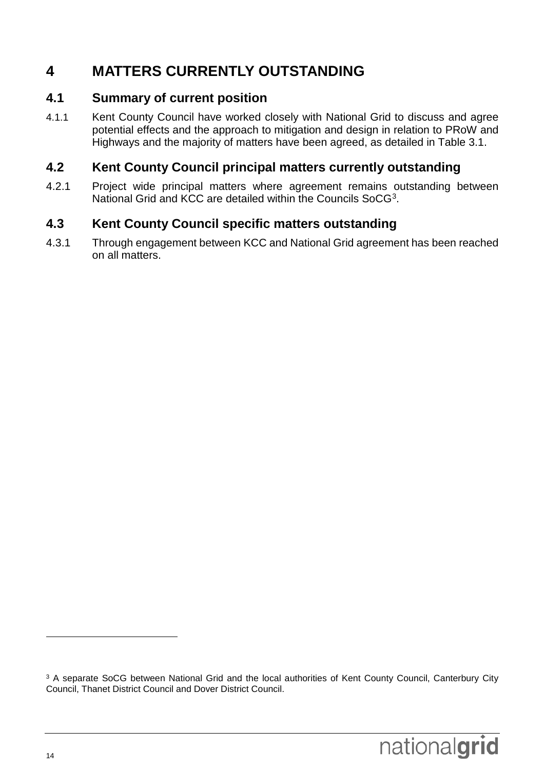# 4 MATTERS CURRENTLY OUTSTANDING

## 4.1 Summary of current position

4.1.1 Kent County Council have worked closely with National Grid to discuss and agree potential effects and the approach to mitigation and design in relation to PRoW and Highways and the majority of matters have been agreed, as detailed in Table 3.1.

## 4.2 Kent County Council principal matters currently outstanding

4.2.1 Project wide principal matters where agreement remains outstanding between National Grid and KCC are detailed within the Councils SoCG[3].

## 4.3 Kent County Council specific matters outstanding

4.3.1 Through engagement between KCC and National Grid agreement has been reached on all matters.

[3] A separate SoCG between National Grid and the local authorities of Kent County Council, Canterbury City Council, Thanet District Council and Dover District Council.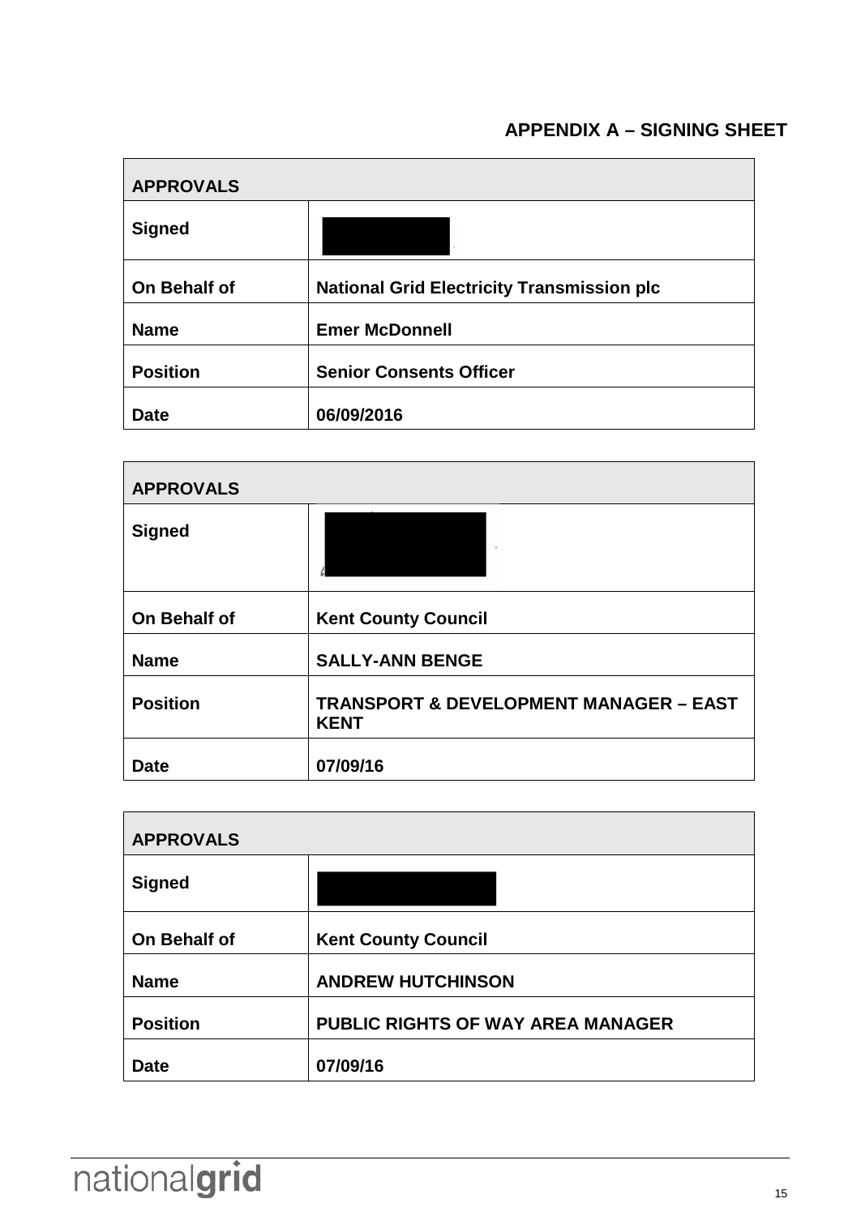## APPENDIX A – SIGNING SHEET

| APPROVALS | |
|---|---|
| **Signed** | |
| **On Behalf of** | **National Grid Electricity Transmission plc** |
| **Name** | **Emer McDonnell** |
| **Position** | **Senior Consents Officer** |
| **Date** | **06/09/2016** |

| APPROVALS | |
|---|---|
| **Signed** | |
| **On Behalf of** | **Kent County Council** |
| **Name** | **SALLY-ANN BENGE** |
| **Position** | **TRANSPORT & DEVELOPMENT MANAGER – EAST KENT** |
| **Date** | **07/09/16** |

| APPROVALS | |
|---|---|
| **Signed** | |
| **On Behalf of** | **Kent County Council** |
| **Name** | **ANDREW HUTCHINSON** |
| **Position** | **PUBLIC RIGHTS OF WAY AREA MANAGER** |
| **Date** | **07/09/16** |